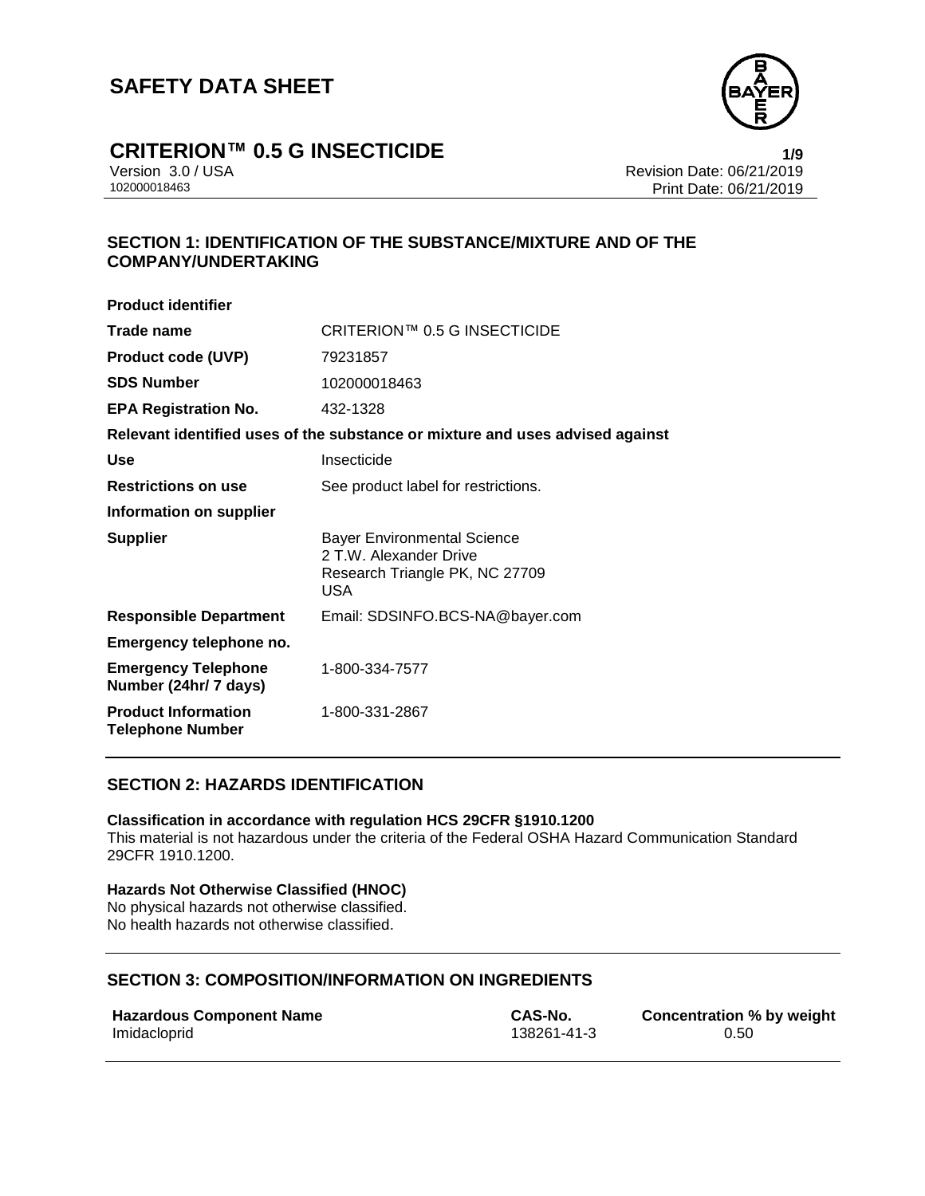# SAFETY DATA SHEET

## CRITERION™ 0.5 G INSECTICIDE

Version 3.0 / USA
102000018463

Revision Date: 06/21/2019
Print Date: 06/21/2019

### SECTION 1: IDENTIFICATION OF THE SUBSTANCE/MIXTURE AND OF THE COMPANY/UNDERTAKING

**Product identifier**

| | |
|---|---|
| **Trade name** | CRITERION™ 0.5 G INSECTICIDE |
| **Product code (UVP)** | 79231857 |
| **SDS Number** | 102000018463 |
| **EPA Registration No.** | 432-1328 |

**Relevant identified uses of the substance or mixture and uses advised against**

| | |
|---|---|
| **Use** | Insecticide |
| **Restrictions on use** | See product label for restrictions. |

**Information on supplier**

| | |
|---|---|
| **Supplier** | Bayer Environmental Science<br>2 T.W. Alexander Drive<br>Research Triangle PK, NC 27709<br>USA |
| **Responsible Department** | Email: SDSINFO.BCS-NA@bayer.com |

**Emergency telephone no.**

| | |
|---|---|
| **Emergency Telephone Number (24hr/ 7 days)** | 1-800-334-7577 |
| **Product Information Telephone Number** | 1-800-331-2867 |

### SECTION 2: HAZARDS IDENTIFICATION

**Classification in accordance with regulation HCS 29CFR §1910.1200**
This material is not hazardous under the criteria of the Federal OSHA Hazard Communication Standard 29CFR 1910.1200.

**Hazards Not Otherwise Classified (HNOC)**
No physical hazards not otherwise classified.
No health hazards not otherwise classified.

### SECTION 3: COMPOSITION/INFORMATION ON INGREDIENTS

| Hazardous Component Name | CAS-No. | Concentration % by weight |
|---|---|---|
| Imidacloprid | 138261-41-3 | 0.50 |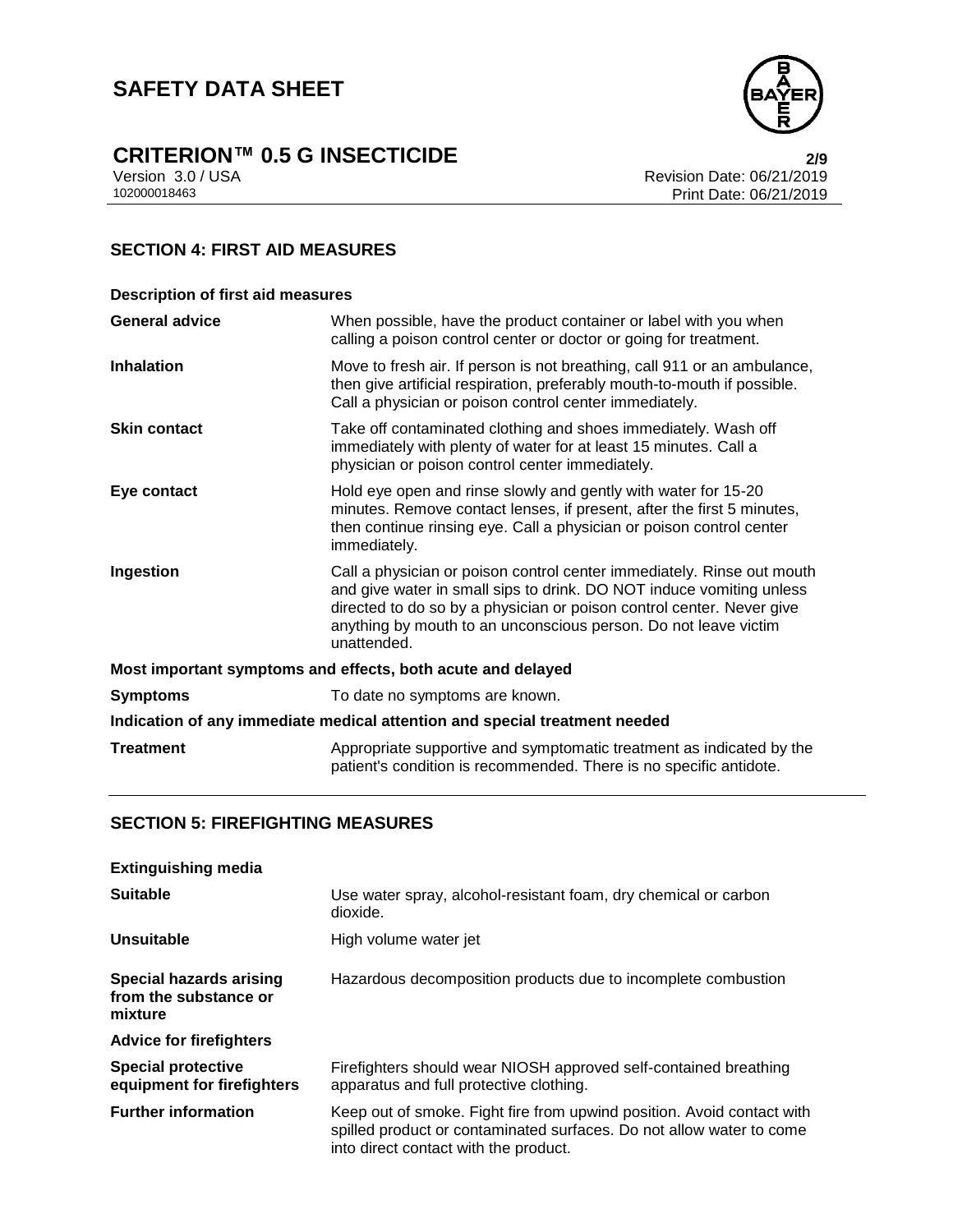## SECTION 4: FIRST AID MEASURES

**Description of first aid measures**

| | |
|---|---|
| **General advice** | When possible, have the product container or label with you when calling a poison control center or doctor or going for treatment. |
| **Inhalation** | Move to fresh air. If person is not breathing, call 911 or an ambulance, then give artificial respiration, preferably mouth-to-mouth if possible. Call a physician or poison control center immediately. |
| **Skin contact** | Take off contaminated clothing and shoes immediately. Wash off immediately with plenty of water for at least 15 minutes. Call a physician or poison control center immediately. |
| **Eye contact** | Hold eye open and rinse slowly and gently with water for 15-20 minutes. Remove contact lenses, if present, after the first 5 minutes, then continue rinsing eye. Call a physician or poison control center immediately. |
| **Ingestion** | Call a physician or poison control center immediately. Rinse out mouth and give water in small sips to drink. DO NOT induce vomiting unless directed to do so by a physician or poison control center. Never give anything by mouth to an unconscious person. Do not leave victim unattended. |

**Most important symptoms and effects, both acute and delayed**

| | |
|---|---|
| **Symptoms** | To date no symptoms are known. |

**Indication of any immediate medical attention and special treatment needed**

| | |
|---|---|
| **Treatment** | Appropriate supportive and symptomatic treatment as indicated by the patient's condition is recommended. There is no specific antidote. |

## SECTION 5: FIREFIGHTING MEASURES

**Extinguishing media**

| | |
|---|---|
| **Suitable** | Use water spray, alcohol-resistant foam, dry chemical or carbon dioxide. |
| **Unsuitable** | High volume water jet |
| **Special hazards arising from the substance or mixture** | Hazardous decomposition products due to incomplete combustion |

**Advice for firefighters**

| | |
|---|---|
| **Special protective equipment for firefighters** | Firefighters should wear NIOSH approved self-contained breathing apparatus and full protective clothing. |
| **Further information** | Keep out of smoke. Fight fire from upwind position. Avoid contact with spilled product or contaminated surfaces. Do not allow water to come into direct contact with the product. |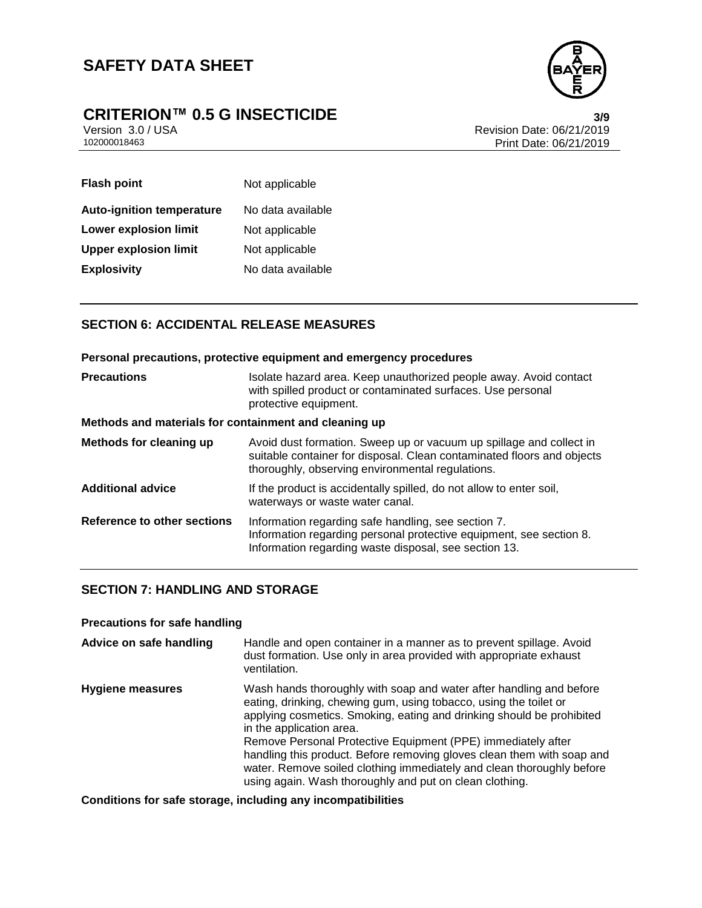| | |
|---|---|
| **Flash point** | Not applicable |
| **Auto-ignition temperature** | No data available |
| **Lower explosion limit** | Not applicable |
| **Upper explosion limit** | Not applicable |
| **Explosivity** | No data available |

## SECTION 6: ACCIDENTAL RELEASE MEASURES

**Personal precautions, protective equipment and emergency procedures**

| | |
|---|---|
| **Precautions** | Isolate hazard area. Keep unauthorized people away. Avoid contact with spilled product or contaminated surfaces. Use personal protective equipment. |

**Methods and materials for containment and cleaning up**

| | |
|---|---|
| **Methods for cleaning up** | Avoid dust formation. Sweep up or vacuum up spillage and collect in suitable container for disposal. Clean contaminated floors and objects thoroughly, observing environmental regulations. |
| **Additional advice** | If the product is accidentally spilled, do not allow to enter soil, waterways or waste water canal. |
| **Reference to other sections** | Information regarding safe handling, see section 7.<br>Information regarding personal protective equipment, see section 8.<br>Information regarding waste disposal, see section 13. |

## SECTION 7: HANDLING AND STORAGE

**Precautions for safe handling**

| | |
|---|---|
| **Advice on safe handling** | Handle and open container in a manner as to prevent spillage. Avoid dust formation. Use only in area provided with appropriate exhaust ventilation. |
| **Hygiene measures** | Wash hands thoroughly with soap and water after handling and before eating, drinking, chewing gum, using tobacco, using the toilet or applying cosmetics. Smoking, eating and drinking should be prohibited in the application area.<br>Remove Personal Protective Equipment (PPE) immediately after handling this product. Before removing gloves clean them with soap and water. Remove soiled clothing immediately and clean thoroughly before using again. Wash thoroughly and put on clean clothing. |

**Conditions for safe storage, including any incompatibilities**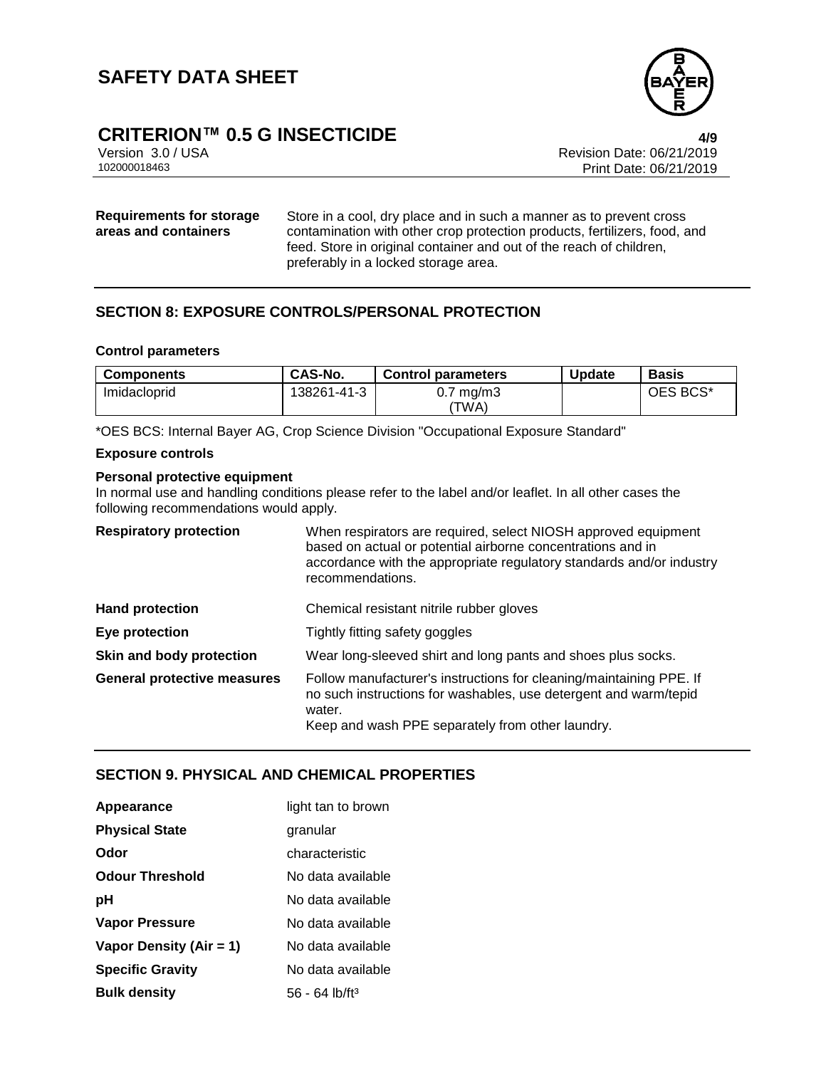**Requirements for storage areas and containers**

Store in a cool, dry place and in such a manner as to prevent cross contamination with other crop protection products, fertilizers, food, and feed. Store in original container and out of the reach of children, preferably in a locked storage area.

## SECTION 8: EXPOSURE CONTROLS/PERSONAL PROTECTION

### Control parameters

| Components | CAS-No. | Control parameters | Update | Basis |
|---|---|---|---|---|
| Imidacloprid | 138261-41-3 | 0.7 mg/m3 (TWA) | | OES BCS* |

*OES BCS: Internal Bayer AG, Crop Science Division "Occupational Exposure Standard"

### Exposure controls

**Personal protective equipment**

In normal use and handling conditions please refer to the label and/or leaflet. In all other cases the following recommendations would apply.

| | |
|---|---|
| **Respiratory protection** | When respirators are required, select NIOSH approved equipment based on actual or potential airborne concentrations and in accordance with the appropriate regulatory standards and/or industry recommendations. |
| **Hand protection** | Chemical resistant nitrile rubber gloves |
| **Eye protection** | Tightly fitting safety goggles |
| **Skin and body protection** | Wear long-sleeved shirt and long pants and shoes plus socks. |
| **General protective measures** | Follow manufacturer's instructions for cleaning/maintaining PPE. If no such instructions for washables, use detergent and warm/tepid water.<br>Keep and wash PPE separately from other laundry. |

## SECTION 9. PHYSICAL AND CHEMICAL PROPERTIES

| | |
|---|---|
| **Appearance** | light tan to brown |
| **Physical State** | granular |
| **Odor** | characteristic |
| **Odour Threshold** | No data available |
| **pH** | No data available |
| **Vapor Pressure** | No data available |
| **Vapor Density (Air = 1)** | No data available |
| **Specific Gravity** | No data available |
| **Bulk density** | 56 - 64 lb/ft$^3$ |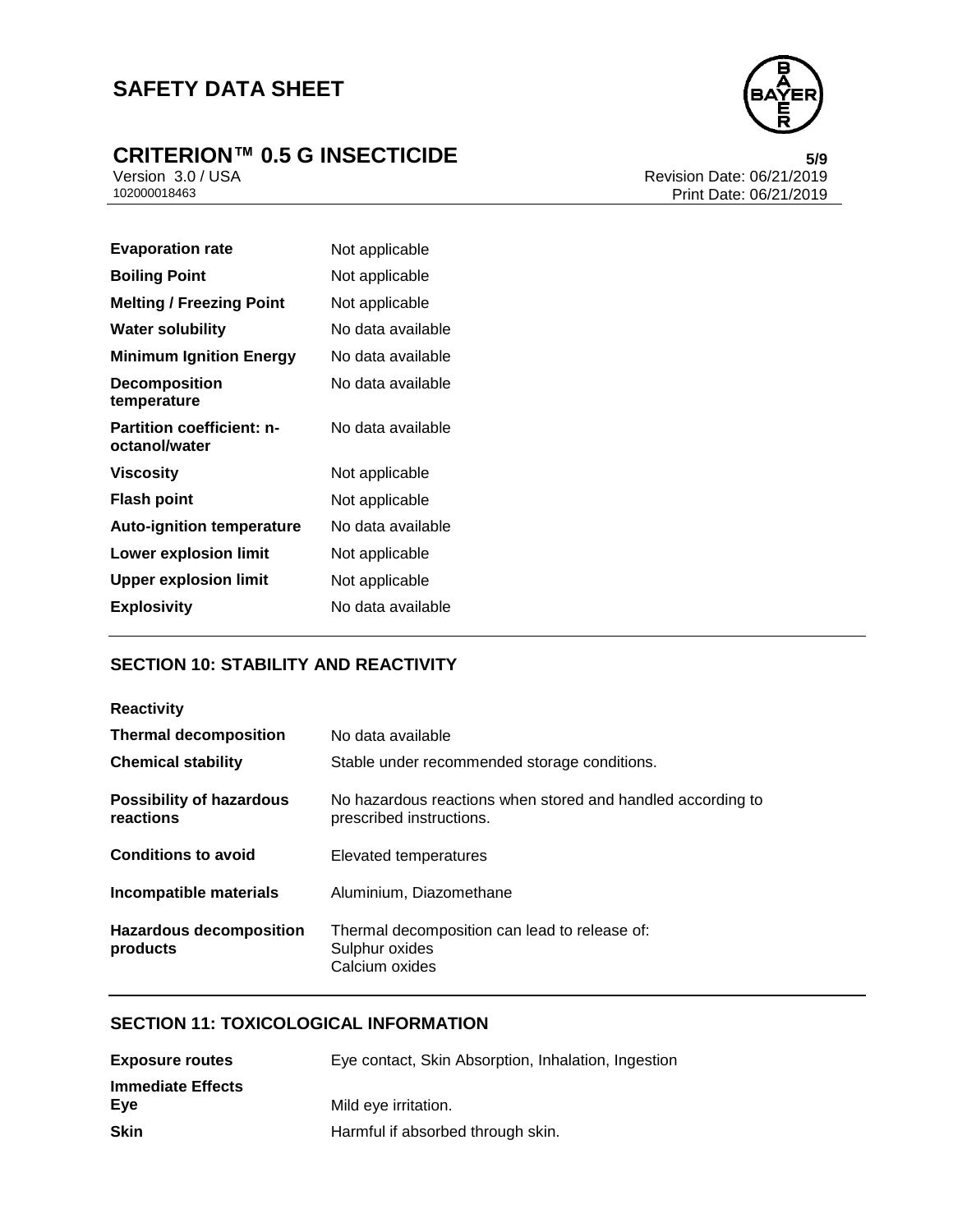| | |
|---|---|
| **Evaporation rate** | Not applicable |
| **Boiling Point** | Not applicable |
| **Melting / Freezing Point** | Not applicable |
| **Water solubility** | No data available |
| **Minimum Ignition Energy** | No data available |
| **Decomposition temperature** | No data available |
| **Partition coefficient: n-octanol/water** | No data available |
| **Viscosity** | Not applicable |
| **Flash point** | Not applicable |
| **Auto-ignition temperature** | No data available |
| **Lower explosion limit** | Not applicable |
| **Upper explosion limit** | Not applicable |
| **Explosivity** | No data available |

## SECTION 10: STABILITY AND REACTIVITY

| | |
|---|---|
| **Reactivity** | |
| **Thermal decomposition** | No data available |
| **Chemical stability** | Stable under recommended storage conditions. |
| **Possibility of hazardous reactions** | No hazardous reactions when stored and handled according to prescribed instructions. |
| **Conditions to avoid** | Elevated temperatures |
| **Incompatible materials** | Aluminium, Diazomethane |
| **Hazardous decomposition products** | Thermal decomposition can lead to release of:<br>Sulphur oxides<br>Calcium oxides |

## SECTION 11: TOXICOLOGICAL INFORMATION

| | |
|---|---|
| **Exposure routes** | Eye contact, Skin Absorption, Inhalation, Ingestion |
| **Immediate Effects** | |
| **Eye** | Mild eye irritation. |
| **Skin** | Harmful if absorbed through skin. |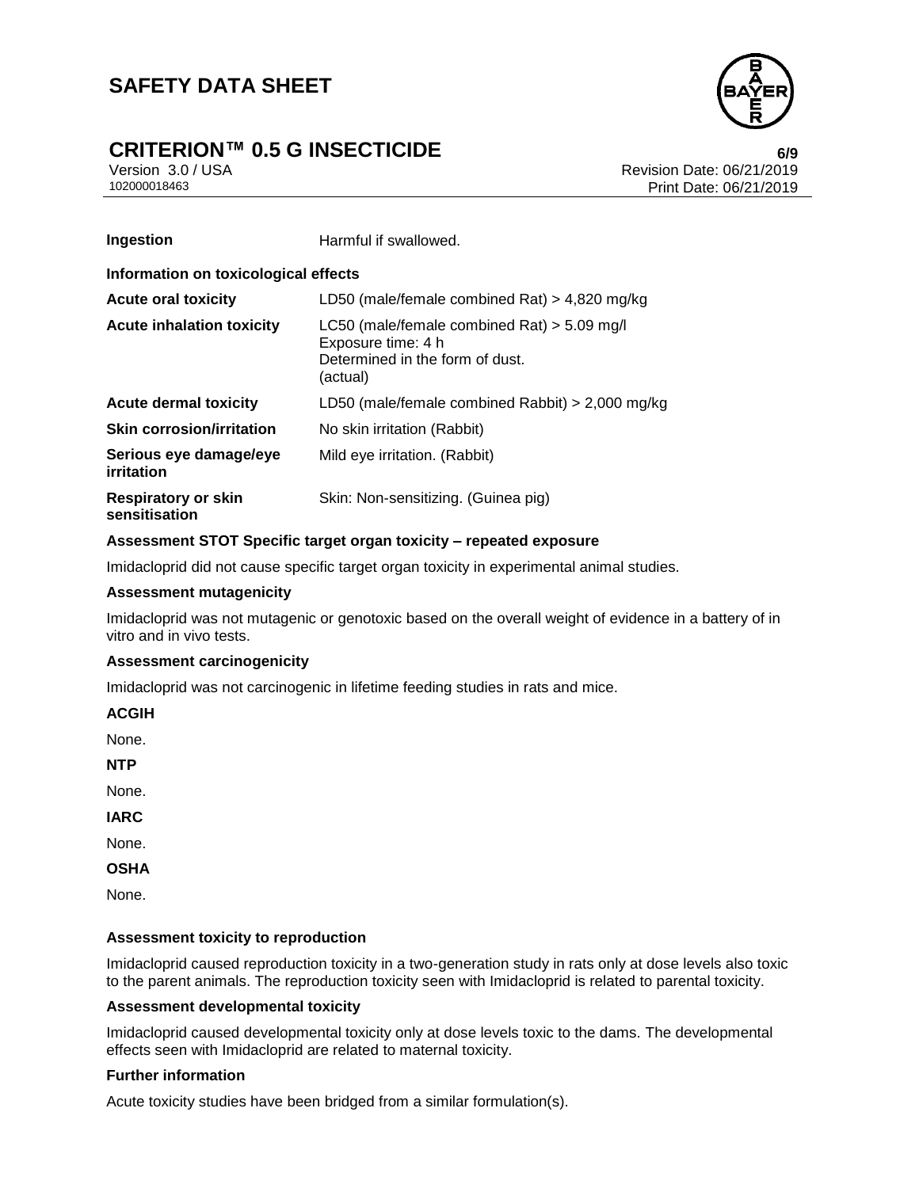| | |
|---|---|
| **Ingestion** | Harmful if swallowed. |

**Information on toxicological effects**

| | |
|---|---|
| **Acute oral toxicity** | LD50 (male/female combined Rat) > 4,820 mg/kg |
| **Acute inhalation toxicity** | LC50 (male/female combined Rat) > 5.09 mg/l<br>Exposure time: 4 h<br>Determined in the form of dust.<br>(actual) |
| **Acute dermal toxicity** | LD50 (male/female combined Rabbit) > 2,000 mg/kg |
| **Skin corrosion/irritation** | No skin irritation (Rabbit) |
| **Serious eye damage/eye irritation** | Mild eye irritation. (Rabbit) |
| **Respiratory or skin sensitisation** | Skin: Non-sensitizing. (Guinea pig) |

**Assessment STOT Specific target organ toxicity – repeated exposure**

Imidacloprid did not cause specific target organ toxicity in experimental animal studies.

**Assessment mutagenicity**

Imidacloprid was not mutagenic or genotoxic based on the overall weight of evidence in a battery of in vitro and in vivo tests.

**Assessment carcinogenicity**

Imidacloprid was not carcinogenic in lifetime feeding studies in rats and mice.

**ACGIH**

None.

**NTP**

None.

**IARC**

None.

**OSHA**

None.

**Assessment toxicity to reproduction**

Imidacloprid caused reproduction toxicity in a two-generation study in rats only at dose levels also toxic to the parent animals. The reproduction toxicity seen with Imidacloprid is related to parental toxicity.

**Assessment developmental toxicity**

Imidacloprid caused developmental toxicity only at dose levels toxic to the dams. The developmental effects seen with Imidacloprid are related to maternal toxicity.

**Further information**

Acute toxicity studies have been bridged from a similar formulation(s).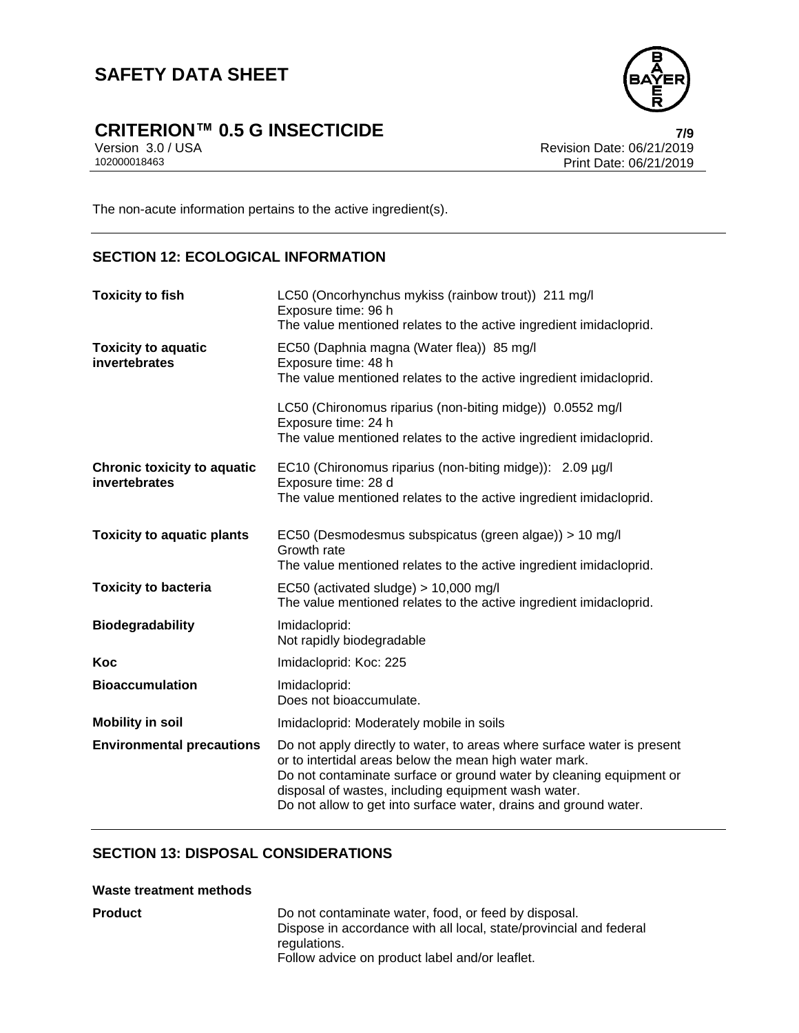The non-acute information pertains to the active ingredient(s).

## SECTION 12: ECOLOGICAL INFORMATION

| | |
|---|---|
| **Toxicity to fish** | LC50 (Oncorhynchus mykiss (rainbow trout)) 211 mg/l<br>Exposure time: 96 h<br>The value mentioned relates to the active ingredient imidacloprid. |
| **Toxicity to aquatic invertebrates** | EC50 (Daphnia magna (Water flea)) 85 mg/l<br>Exposure time: 48 h<br>The value mentioned relates to the active ingredient imidacloprid.<br><br>LC50 (Chironomus riparius (non-biting midge)) 0.0552 mg/l<br>Exposure time: 24 h<br>The value mentioned relates to the active ingredient imidacloprid. |
| **Chronic toxicity to aquatic invertebrates** | EC10 (Chironomus riparius (non-biting midge)): 2.09 µg/l<br>Exposure time: 28 d<br>The value mentioned relates to the active ingredient imidacloprid. |
| **Toxicity to aquatic plants** | EC50 (Desmodesmus subspicatus (green algae)) > 10 mg/l<br>Growth rate<br>The value mentioned relates to the active ingredient imidacloprid. |
| **Toxicity to bacteria** | EC50 (activated sludge) > 10,000 mg/l<br>The value mentioned relates to the active ingredient imidacloprid. |
| **Biodegradability** | Imidacloprid:<br>Not rapidly biodegradable |
| **Koc** | Imidacloprid: Koc: 225 |
| **Bioaccumulation** | Imidacloprid:<br>Does not bioaccumulate. |
| **Mobility in soil** | Imidacloprid: Moderately mobile in soils |
| **Environmental precautions** | Do not apply directly to water, to areas where surface water is present or to intertidal areas below the mean high water mark.<br>Do not contaminate surface or ground water by cleaning equipment or disposal of wastes, including equipment wash water.<br>Do not allow to get into surface water, drains and ground water. |

## SECTION 13: DISPOSAL CONSIDERATIONS

**Waste treatment methods**

| | |
|---|---|
| **Product** | Do not contaminate water, food, or feed by disposal.<br>Dispose in accordance with all local, state/provincial and federal regulations.<br>Follow advice on product label and/or leaflet. |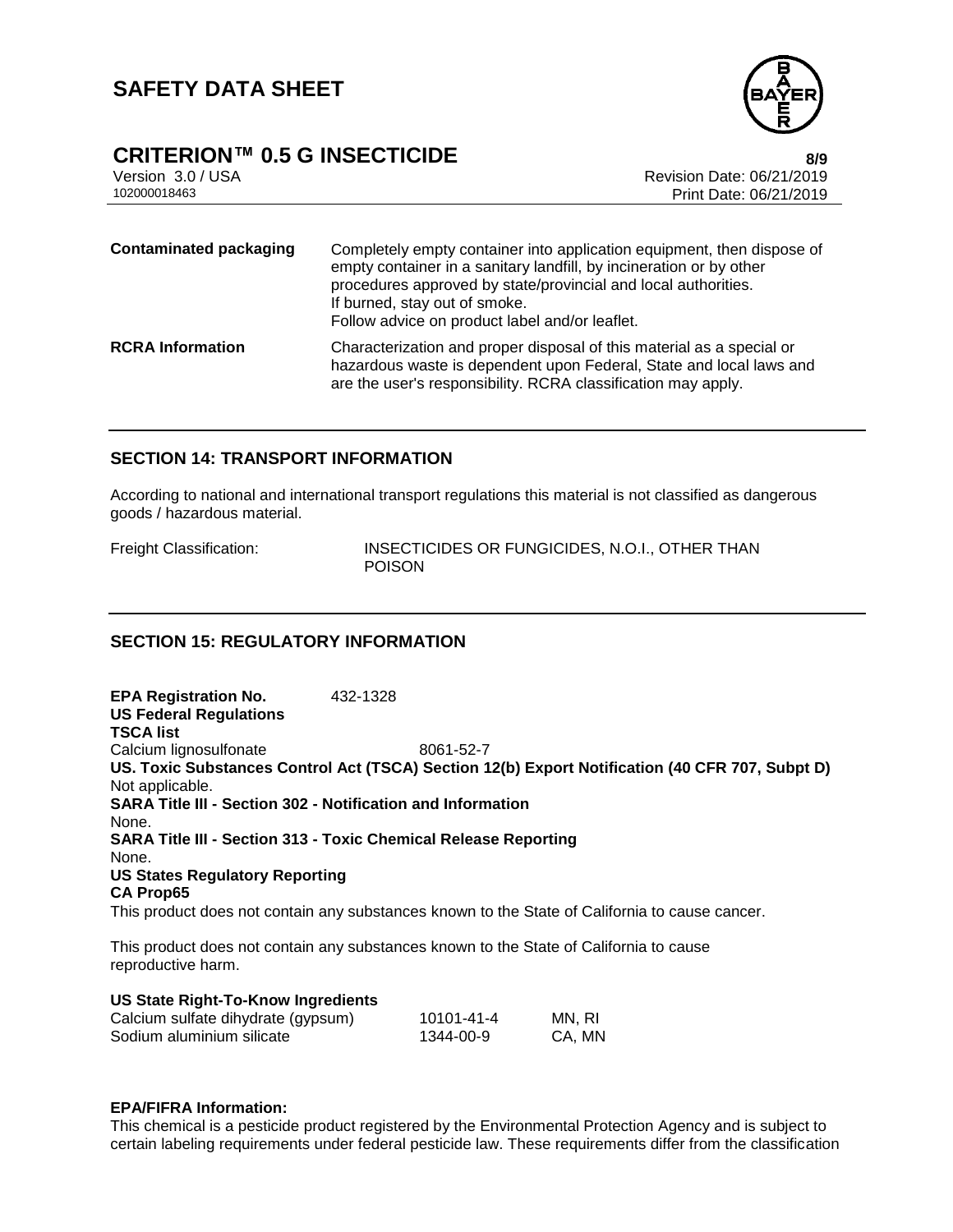| | |
|---|---|
| **Contaminated packaging** | Completely empty container into application equipment, then dispose of empty container in a sanitary landfill, by incineration or by other procedures approved by state/provincial and local authorities.<br>If burned, stay out of smoke.<br>Follow advice on product label and/or leaflet. |
| **RCRA Information** | Characterization and proper disposal of this material as a special or hazardous waste is dependent upon Federal, State and local laws and are the user's responsibility. RCRA classification may apply. |

## SECTION 14: TRANSPORT INFORMATION

According to national and international transport regulations this material is not classified as dangerous goods / hazardous material.

Freight Classification: INSECTICIDES OR FUNGICIDES, N.O.I., OTHER THAN POISON

## SECTION 15: REGULATORY INFORMATION

**EPA Registration No.** 432-1328

**US Federal Regulations**

**TSCA list**

Calcium lignosulfonate 8061-52-7

**US. Toxic Substances Control Act (TSCA) Section 12(b) Export Notification (40 CFR 707, Subpt D)**

Not applicable.

**SARA Title III - Section 302 - Notification and Information**

None.

**SARA Title III - Section 313 - Toxic Chemical Release Reporting**

None.

**US States Regulatory Reporting**

**CA Prop65**

This product does not contain any substances known to the State of California to cause cancer.

This product does not contain any substances known to the State of California to cause reproductive harm.

**US State Right-To-Know Ingredients**

| | | |
|---|---|---|
| Calcium sulfate dihydrate (gypsum) | 10101-41-4 | MN, RI |
| Sodium aluminium silicate | 1344-00-9 | CA, MN |

**EPA/FIFRA Information:**

This chemical is a pesticide product registered by the Environmental Protection Agency and is subject to certain labeling requirements under federal pesticide law. These requirements differ from the classification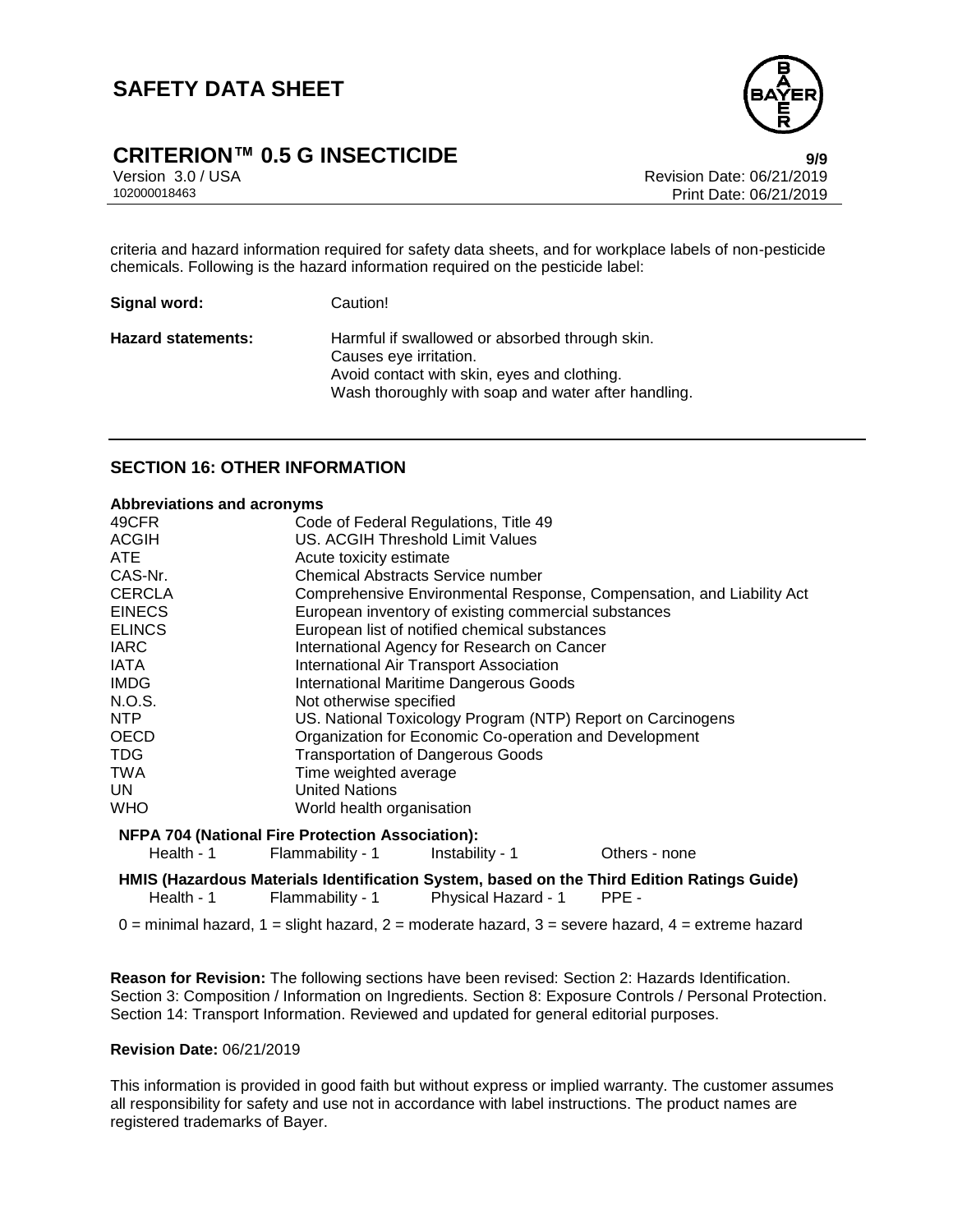criteria and hazard information required for safety data sheets, and for workplace labels of non-pesticide chemicals. Following is the hazard information required on the pesticide label:

| | |
|---|---|
| **Signal word:** | Caution! |
| **Hazard statements:** | Harmful if swallowed or absorbed through skin.<br>Causes eye irritation.<br>Avoid contact with skin, eyes and clothing.<br>Wash thoroughly with soap and water after handling. |

## SECTION 16: OTHER INFORMATION

**Abbreviations and acronyms**

| | |
|---|---|
| 49CFR | Code of Federal Regulations, Title 49 |
| ACGIH | US. ACGIH Threshold Limit Values |
| ATE | Acute toxicity estimate |
| CAS-Nr. | Chemical Abstracts Service number |
| CERCLA | Comprehensive Environmental Response, Compensation, and Liability Act |
| EINECS | European inventory of existing commercial substances |
| ELINCS | European list of notified chemical substances |
| IARC | International Agency for Research on Cancer |
| IATA | International Air Transport Association |
| IMDG | International Maritime Dangerous Goods |
| N.O.S. | Not otherwise specified |
| NTP | US. National Toxicology Program (NTP) Report on Carcinogens |
| OECD | Organization for Economic Co-operation and Development |
| TDG | Transportation of Dangerous Goods |
| TWA | Time weighted average |
| UN | United Nations |
| WHO | World health organisation |

**NFPA 704 (National Fire Protection Association):**

| | | | |
|---|---|---|---|
| Health - 1 | Flammability - 1 | Instability - 1 | Others - none |

**HMIS (Hazardous Materials Identification System, based on the Third Edition Ratings Guide)**

| | | | |
|---|---|---|---|
| Health - 1 | Flammability - 1 | Physical Hazard - 1 | PPE - |

0 = minimal hazard, 1 = slight hazard, 2 = moderate hazard, 3 = severe hazard, 4 = extreme hazard

**Reason for Revision:** The following sections have been revised: Section 2: Hazards Identification. Section 3: Composition / Information on Ingredients. Section 8: Exposure Controls / Personal Protection. Section 14: Transport Information. Reviewed and updated for general editorial purposes.

**Revision Date:** 06/21/2019

This information is provided in good faith but without express or implied warranty. The customer assumes all responsibility for safety and use not in accordance with label instructions. The product names are registered trademarks of Bayer.